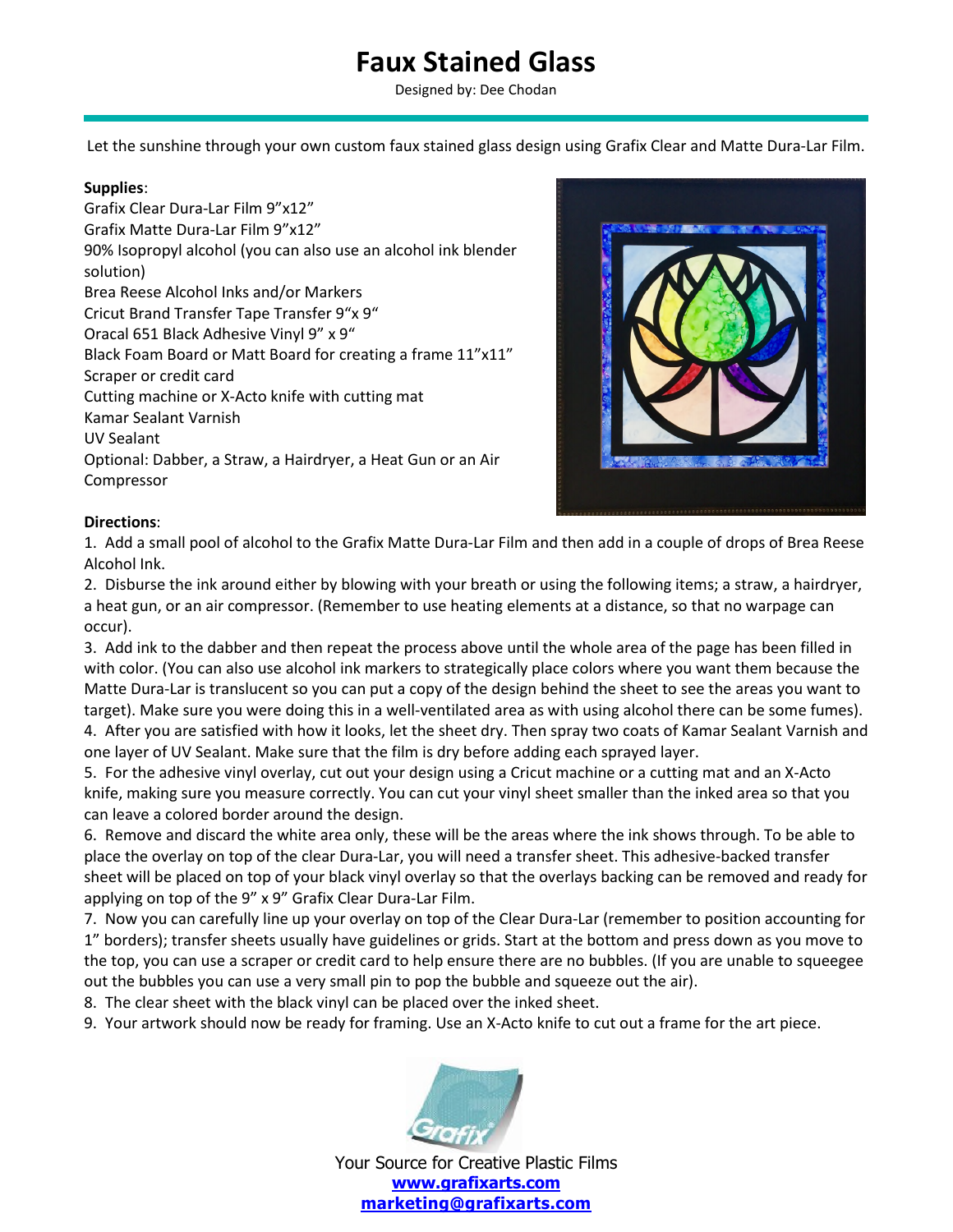# Faux Stained Glass

Designed by: Dee Chodan

Let the sunshine through your own custom faux stained glass design using Grafix Clear and Matte Dura-Lar Film.

**Supplies**:

Grafix Clear Dura-Lar Film 9”x12”
Grafix Matte Dura-Lar Film 9”x12”
90% Isopropyl alcohol (you can also use an alcohol ink blender solution)
Brea Reese Alcohol Inks and/or Markers
Cricut Brand Transfer Tape Transfer 9“x 9“
Oracal 651 Black Adhesive Vinyl 9” x 9“
Black Foam Board or Matt Board for creating a frame 11”x11”
Scraper or credit card
Cutting machine or X-Acto knife with cutting mat
Kamar Sealant Varnish
UV Sealant
Optional: Dabber, a Straw, a Hairdryer, a Heat Gun or an Air Compressor

**Directions**:

1. Add a small pool of alcohol to the Grafix Matte Dura-Lar Film and then add in a couple of drops of Brea Reese Alcohol Ink.
2. Disburse the ink around either by blowing with your breath or using the following items; a straw, a hairdryer, a heat gun, or an air compressor. (Remember to use heating elements at a distance, so that no warpage can occur).
3. Add ink to the dabber and then repeat the process above until the whole area of the page has been filled in with color. (You can also use alcohol ink markers to strategically place colors where you want them because the Matte Dura-Lar is translucent so you can put a copy of the design behind the sheet to see the areas you want to target). Make sure you were doing this in a well-ventilated area as with using alcohol there can be some fumes).
4. After you are satisfied with how it looks, let the sheet dry. Then spray two coats of Kamar Sealant Varnish and one layer of UV Sealant. Make sure that the film is dry before adding each sprayed layer.
5. For the adhesive vinyl overlay, cut out your design using a Cricut machine or a cutting mat and an X-Acto knife, making sure you measure correctly. You can cut your vinyl sheet smaller than the inked area so that you can leave a colored border around the design.
6. Remove and discard the white area only, these will be the areas where the ink shows through. To be able to place the overlay on top of the clear Dura-Lar, you will need a transfer sheet. This adhesive-backed transfer sheet will be placed on top of your black vinyl overlay so that the overlays backing can be removed and ready for applying on top of the 9” x 9” Grafix Clear Dura-Lar Film.
7. Now you can carefully line up your overlay on top of the Clear Dura-Lar (remember to position accounting for 1” borders); transfer sheets usually have guidelines or grids. Start at the bottom and press down as you move to the top, you can use a scraper or credit card to help ensure there are no bubbles. (If you are unable to squeegee out the bubbles you can use a very small pin to pop the bubble and squeeze out the air).
8. The clear sheet with the black vinyl can be placed over the inked sheet.
9. Your artwork should now be ready for framing. Use an X-Acto knife to cut out a frame for the art piece.

Your Source for Creative Plastic Films
**www.grafixarts.com**
**marketing@grafixarts.com**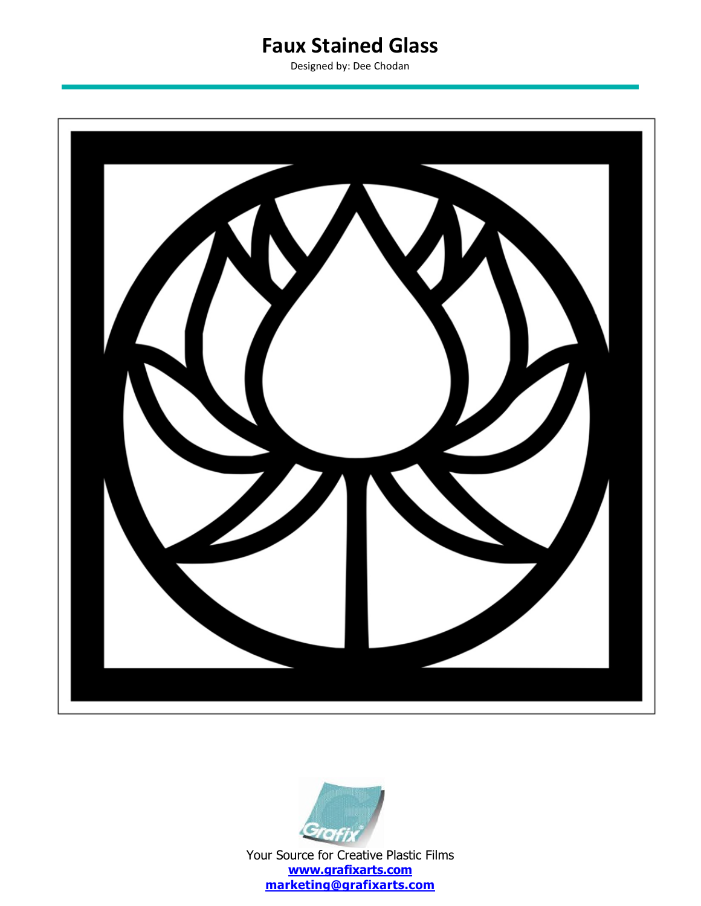# Faux Stained Glass

Designed by: Dee Chodan

Your Source for Creative Plastic Films

**www.grafixarts.com**

**marketing@grafixarts.com**